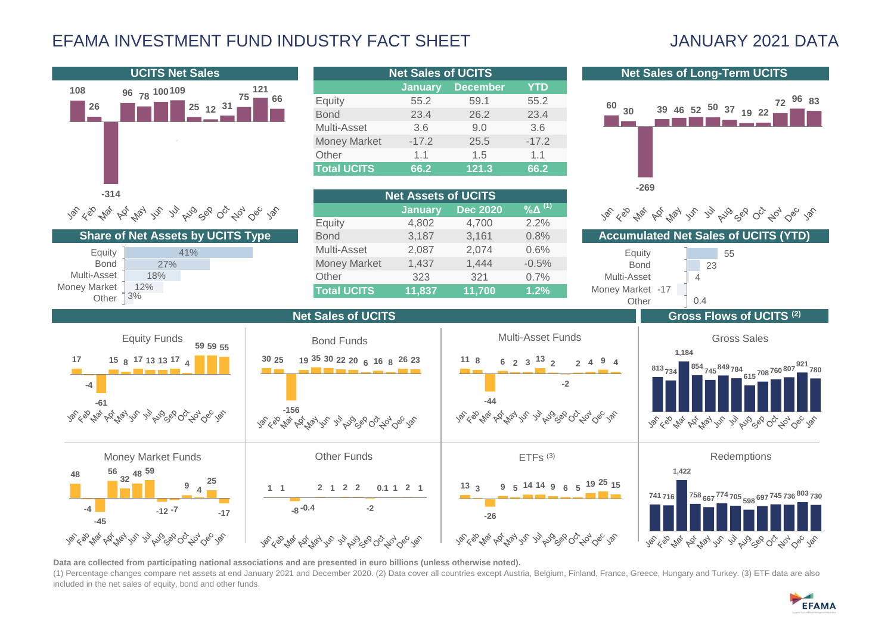# EFAMA INVESTMENT FUND INDUSTRY FACT SHEET

## JANUARY 2021 DATA

### UCITS Net Sales

| Jan | Feb | Mar | Apr | May | Jun | Jul | Aug | Sep | Oct | Nov | Dec | Jan |
|---|---|---|---|---|---|---|---|---|---|---|---|---|
| 108 | 26 | -314 | 96 | 78 | 100 | 109 | 25 | 12 | 31 | 75 | 121 | 66 |

### Net Sales of UCITS

| | January | December | YTD |
|---|---|---|---|
| Equity | 55.2 | 59.1 | 55.2 |
| Bond | 23.4 | 26.2 | 23.4 |
| Multi-Asset | 3.6 | 9.0 | 3.6 |
| Money Market | -17.2 | 25.5 | -17.2 |
| Other | 1.1 | 1.5 | 1.1 |
| **Total UCITS** | **66.2** | **121.3** | **66.2** |

### Net Sales of Long-Term UCITS

| Jan | Feb | Mar | Apr | May | Jun | Jul | Aug | Sep | Oct | Nov | Dec | Jan |
|---|---|---|---|---|---|---|---|---|---|---|---|---|
| 60 | 30 | -269 | 39 | 46 | 52 | 50 | 37 | 19 | 22 | 72 | 96 | 83 |

### Share of Net Assets by UCITS Type

| Type | Share |
|---|---|
| Equity | 41% |
| Bond | 27% |
| Multi-Asset | 18% |
| Money Market | 12% |
| Other | 3% |

### Net Assets of UCITS

| | January | Dec 2020 | %Δ [1] |
|---|---|---|---|
| Equity | 4,802 | 4,700 | 2.2% |
| Bond | 3,187 | 3,161 | 0.8% |
| Multi-Asset | 2,087 | 2,074 | 0.6% |
| Money Market | 1,437 | 1,444 | -0.5% |
| Other | 323 | 321 | 0.7% |
| **Total UCITS** | **11,837** | **11,700** | **1.2%** |

### Accumulated Net Sales of UCITS (YTD)

| Type | Value |
|---|---|
| Equity | 55 |
| Bond | 23 |
| Multi-Asset | 4 |
| Money Market | -17 |
| Other | 0.4 |

### Net Sales of UCITS

| | Jan | Feb | Mar | Apr | May | Jun | Jul | Aug | Sep | Oct | Nov | Dec | Jan |
|---|---|---|---|---|---|---|---|---|---|---|---|---|---|
| Equity Funds | 17 | -4 | -61 | 15 | 8 | 17 | 13 | 13 | 17 | 4 | 59 | 59 | 55 |
| Bond Funds | 30 | 25 | -156 | 19 | 35 | 30 | 22 | 20 | 6 | 16 | 8 | 26 | 23 |
| Multi-Asset Funds | 11 | 8 | -44 | 6 | 2 | 3 | 13 | 2 | -2 | 2 | 4 | 9 | 4 |
| Money Market Funds | 48 | -4 | -45 | 56 | 32 | 48 | 59 | -12 | -7 | 9 | 4 | 25 | -17 |
| Other Funds | 1 | 1 | -8 | -0.4 | 2 | 1 | 2 | 2 | -2 | 0.1 | 1 | 2 | 1 |
| ETFs [3] | 13 | 3 | -26 | 9 | 5 | 14 | 14 | 9 | 6 | 5 | 19 | 25 | 15 |

### Gross Flows of UCITS [2]

| | Jan | Feb | Mar | Apr | May | Jun | Jul | Aug | Sep | Oct | Nov | Dec | Jan |
|---|---|---|---|---|---|---|---|---|---|---|---|---|---|
| Gross Sales | 813 | 734 | 1,184 | 854 | 745 | 849 | 784 | 615 | 708 | 760 | 807 | 921 | 780 |
| Redemptions | 741 | 716 | 1,422 | 758 | 667 | 774 | 705 | 598 | 697 | 745 | 736 | 803 | 730 |

**Data are collected from participating national associations and are presented in euro billions (unless otherwise noted).**

(1) Percentage changes compare net assets at end January 2021 and December 2020. (2) Data cover all countries except Austria, Belgium, Finland, France, Greece, Hungary and Turkey. (3) ETF data are also included in the net sales of equity, bond and other funds.

EFAMA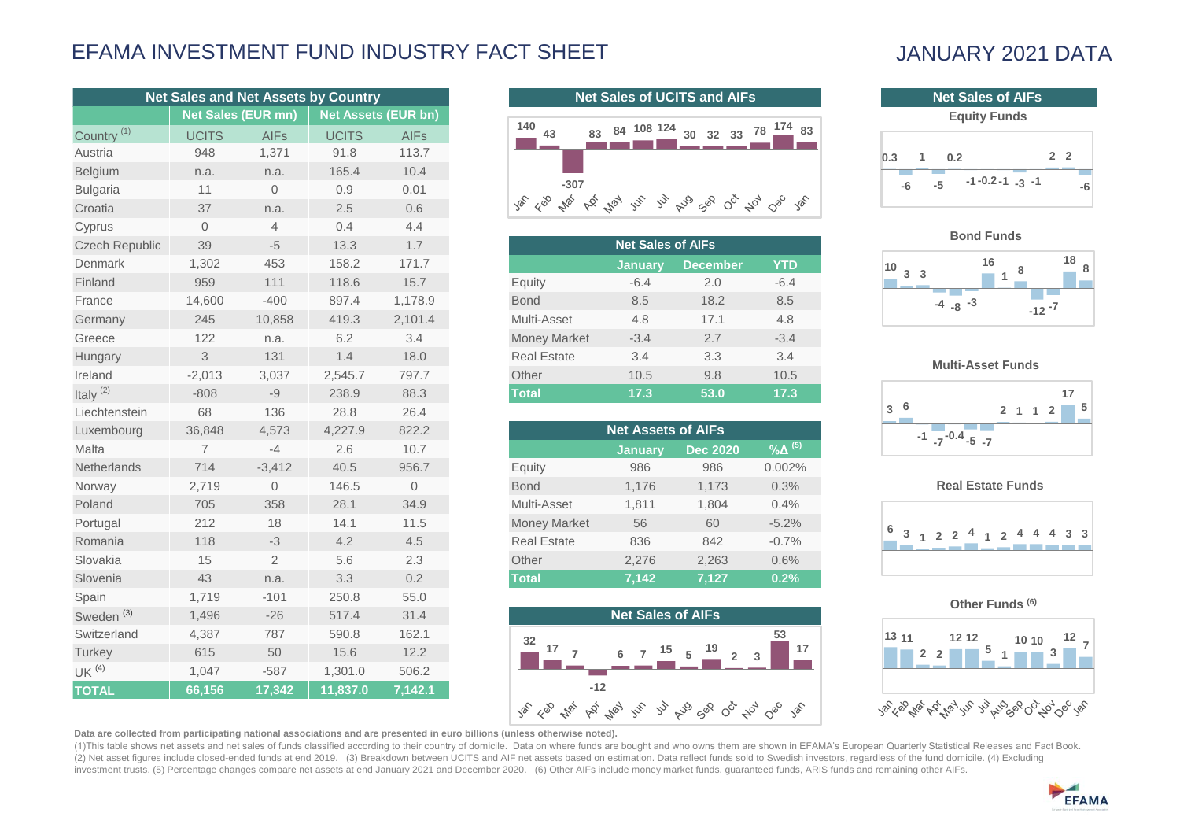# EFAMA INVESTMENT FUND INDUSTRY FACT SHEET

## JANUARY 2021 DATA

| Net Sales and Net Assets by Country | | | | |
|---|---|---|---|---|
| | Net Sales (EUR mn) | | Net Assets (EUR bn) | |
| Country [1] | UCITS | AIFs | UCITS | AIFs |
| Austria | 948 | 1,371 | 91.8 | 113.7 |
| Belgium | n.a. | n.a. | 165.4 | 10.4 |
| Bulgaria | 11 | 0 | 0.9 | 0.01 |
| Croatia | 37 | n.a. | 2.5 | 0.6 |
| Cyprus | 0 | 4 | 0.4 | 4.4 |
| Czech Republic | 39 | -5 | 13.3 | 1.7 |
| Denmark | 1,302 | 453 | 158.2 | 171.7 |
| Finland | 959 | 111 | 118.6 | 15.7 |
| France | 14,600 | -400 | 897.4 | 1,178.9 |
| Germany | 245 | 10,858 | 419.3 | 2,101.4 |
| Greece | 122 | n.a. | 6.2 | 3.4 |
| Hungary | 3 | 131 | 1.4 | 18.0 |
| Ireland | -2,013 | 3,037 | 2,545.7 | 797.7 |
| Italy [2] | -808 | -9 | 238.9 | 88.3 |
| Liechtenstein | 68 | 136 | 28.8 | 26.4 |
| Luxembourg | 36,848 | 4,573 | 4,227.9 | 822.2 |
| Malta | 7 | -4 | 2.6 | 10.7 |
| Netherlands | 714 | -3,412 | 40.5 | 956.7 |
| Norway | 2,719 | 0 | 146.5 | 0 |
| Poland | 705 | 358 | 28.1 | 34.9 |
| Portugal | 212 | 18 | 14.1 | 11.5 |
| Romania | 118 | -3 | 4.2 | 4.5 |
| Slovakia | 15 | 2 | 5.6 | 2.3 |
| Slovenia | 43 | n.a. | 3.3 | 0.2 |
| Spain | 1,719 | -101 | 250.8 | 55.0 |
| Sweden [3] | 1,496 | -26 | 517.4 | 31.4 |
| Switzerland | 4,387 | 787 | 590.8 | 162.1 |
| Turkey | 615 | 50 | 15.6 | 12.2 |
| UK [4] | 1,047 | -587 | 1,301.0 | 506.2 |
| **TOTAL** | **66,156** | **17,342** | **11,837.0** | **7,142.1** |

### Net Sales of UCITS and AIFs

140 43 -307 83 84 108 124 30 32 33 78 174 83

Jan Feb Mar Apr May Jun Jul Aug Sep Oct Nov Dec Jan

| Net Sales of AIFs | | | |
|---|---|---|---|
| | January | December | YTD |
| Equity | -6.4 | 2.0 | -6.4 |
| Bond | 8.5 | 18.2 | 8.5 |
| Multi-Asset | 4.8 | 17.1 | 4.8 |
| Money Market | -3.4 | 2.7 | -3.4 |
| Real Estate | 3.4 | 3.3 | 3.4 |
| Other | 10.5 | 9.8 | 10.5 |
| **Total** | **17.3** | **53.0** | **17.3** |

| Net Assets of AIFs | | | |
|---|---|---|---|
| | January | Dec 2020 | %Δ [5] |
| Equity | 986 | 986 | 0.002% |
| Bond | 1,176 | 1,173 | 0.3% |
| Multi-Asset | 1,811 | 1,804 | 0.4% |
| Money Market | 56 | 60 | -5.2% |
| Real Estate | 836 | 842 | -0.7% |
| Other | 2,276 | 2,263 | 0.6% |
| **Total** | **7,142** | **7,127** | **0.2%** |

### Net Sales of AIFs

32 17 7 -12 6 7 15 5 19 2 3 53 17

Jan Feb Mar Apr May Jun Jul Aug Sep Oct Nov Dec Jan

### Net Sales of AIFs

**Equity Funds**

0.3 -6 1 -5 0.2 -1 -0.2 -1 -3 -1 2 2 -6

**Bond Funds**

10 3 3 -4 -8 -3 16 1 8 -12 -7 18 8

**Multi-Asset Funds**

3 6 -1 -7 -0.4 -5 -7 2 1 1 2 17 5

**Real Estate Funds**

6 3 1 2 2 4 1 2 4 4 4 3 3

**Other Funds [6]**

13 11 2 2 12 12 5 1 10 10 3 12 7

Jan Feb Mar Apr May Jun Jul Aug Sep Oct Nov Dec Jan

**Data are collected from participating national associations and are presented in euro billions (unless otherwise noted).**

(1)This table shows net assets and net sales of funds classified according to their country of domicile. Data on where funds are bought and who owns them are shown in EFAMA's European Quarterly Statistical Releases and Fact Book. (2) Net asset figures include closed-ended funds at end 2019. (3) Breakdown between UCITS and AIF net assets based on estimation. Data reflect funds sold to Swedish investors, regardless of the fund domicile. (4) Excluding investment trusts. (5) Percentage changes compare net assets at end January 2021 and December 2020. (6) Other AIFs include money market funds, guaranteed funds, ARIS funds and remaining other AIFs.

EFAMA